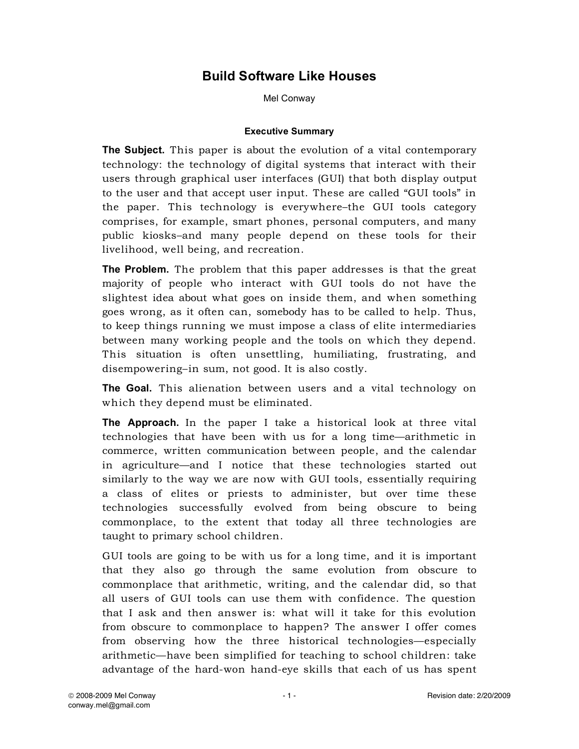# Build Software Like Houses

Mel Conway

## Executive Summary

**The Subject.** This paper is about the evolution of a vital contemporary technology: the technology of digital systems that interact with their users through graphical user interfaces (GUI) that both display output to the user and that accept user input. These are called "GUI tools" in the paper. This technology is everywhere–the GUI tools category comprises, for example, smart phones, personal computers, and many public kiosks–and many people depend on these tools for their livelihood, well being, and recreation.

**The Problem.** The problem that this paper addresses is that the great majority of people who interact with GUI tools do not have the slightest idea about what goes on inside them, and when something goes wrong, as it often can, somebody has to be called to help. Thus, to keep things running we must impose a class of elite intermediaries between many working people and the tools on which they depend. This situation is often unsettling, humiliating, frustrating, and disempowering–in sum, not good. It is also costly.

**The Goal.** This alienation between users and a vital technology on which they depend must be eliminated.

**The Approach.** In the paper I take a historical look at three vital technologies that have been with us for a long time—arithmetic in commerce, written communication between people, and the calendar in agriculture—and I notice that these technologies started out similarly to the way we are now with GUI tools, essentially requiring a class of elites or priests to administer, but over time these technologies successfully evolved from being obscure to being commonplace, to the extent that today all three technologies are taught to primary school children.

GUI tools are going to be with us for a long time, and it is important that they also go through the same evolution from obscure to commonplace that arithmetic, writing, and the calendar did, so that all users of GUI tools can use them with confidence. The question that I ask and then answer is: what will it take for this evolution from obscure to commonplace to happen? The answer I offer comes from observing how the three historical technologies—especially arithmetic—have been simplified for teaching to school children: take advantage of the hard-won hand-eye skills that each of us has spent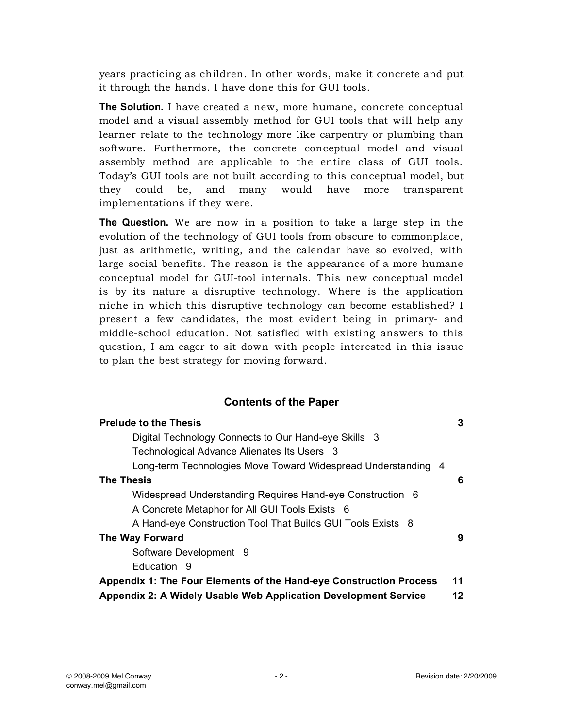years practicing as children. In other words, make it concrete and put it through the hands. I have done this for GUI tools.

**The Solution.** I have created a new, more humane, concrete conceptual model and a visual assembly method for GUI tools that will help any learner relate to the technology more like carpentry or plumbing than software. Furthermore, the concrete conceptual model and visual assembly method are applicable to the entire class of GUI tools. Today's GUI tools are not built according to this conceptual model, but they could be, and many would have more transparent implementations if they were.

**The Question.** We are now in a position to take a large step in the evolution of the technology of GUI tools from obscure to commonplace, just as arithmetic, writing, and the calendar have so evolved, with large social benefits. The reason is the appearance of a more humane conceptual model for GUI-tool internals. This new conceptual model is by its nature a disruptive technology. Where is the application niche in which this disruptive technology can become established? I present a few candidates, the most evident being in primary- and middle-school education. Not satisfied with existing answers to this question, I am eager to sit down with people interested in this issue to plan the best strategy for moving forward.

## Contents of the Paper

**Prelude to the Thesis** 3

- Digital Technology Connects to Our Hand-eye Skills 3
- Technological Advance Alienates Its Users 3
- Long-term Technologies Move Toward Widespread Understanding 4

**The Thesis** 6

- Widespread Understanding Requires Hand-eye Construction 6
- A Concrete Metaphor for All GUI Tools Exists 6
- A Hand-eye Construction Tool That Builds GUI Tools Exists 8

**The Way Forward** 9

- Software Development 9
- Education 9

**Appendix 1: The Four Elements of the Hand-eye Construction Process** 11

**Appendix 2: A Widely Usable Web Application Development Service** 12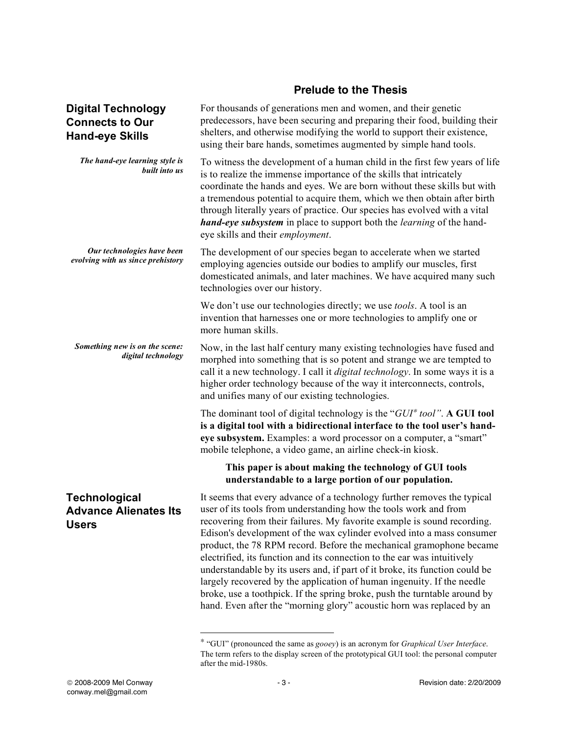## Prelude to the Thesis

### Digital Technology Connects to Our Hand-eye Skills

For thousands of generations men and women, and their genetic predecessors, have been securing and preparing their food, building their shelters, and otherwise modifying the world to support their existence, using their bare hands, sometimes augmented by simple hand tools.

***The hand-eye learning style is built into us***

To witness the development of a human child in the first few years of life is to realize the immense importance of the skills that intricately coordinate the hands and eyes. We are born without these skills but with a tremendous potential to acquire them, which we then obtain after birth through literally years of practice. Our species has evolved with a vital ***hand-eye subsystem*** in place to support both the *learning* of the hand-eye skills and their *employment*.

***Our technologies have been evolving with us since prehistory***

The development of our species began to accelerate when we started employing agencies outside our bodies to amplify our muscles, first domesticated animals, and later machines. We have acquired many such technologies over our history.

We don't use our technologies directly; we use *tools*. A tool is an invention that harnesses one or more technologies to amplify one or more human skills.

***Something new is on the scene: digital technology***

Now, in the last half century many existing technologies have fused and morphed into something that is so potent and strange we are tempted to call it a new technology. I call it *digital technology*. In some ways it is a higher order technology because of the way it interconnects, controls, and unifies many of our existing technologies.

The dominant tool of digital technology is the "*GUI*\* *tool*". **A GUI tool is a digital tool with a bidirectional interface to the tool user's hand-eye subsystem.** Examples: a word processor on a computer, a "smart" mobile telephone, a video game, an airline check-in kiosk.

> **This paper is about making the technology of GUI tools understandable to a large portion of our population.**

### Technological Advance Alienates Its Users

It seems that every advance of a technology further removes the typical user of its tools from understanding how the tools work and from recovering from their failures. My favorite example is sound recording. Edison's development of the wax cylinder evolved into a mass consumer product, the 78 RPM record. Before the mechanical gramophone became electrified, its function and its connection to the ear was intuitively understandable by its users and, if part of it broke, its function could be largely recovered by the application of human ingenuity. If the needle broke, use a toothpick. If the spring broke, push the turntable around by hand. Even after the "morning glory" acoustic horn was replaced by an

---

\* "GUI" (pronounced the same as *gooey*) is an acronym for *Graphical User Interface*. The term refers to the display screen of the prototypical GUI tool: the personal computer after the mid-1980s.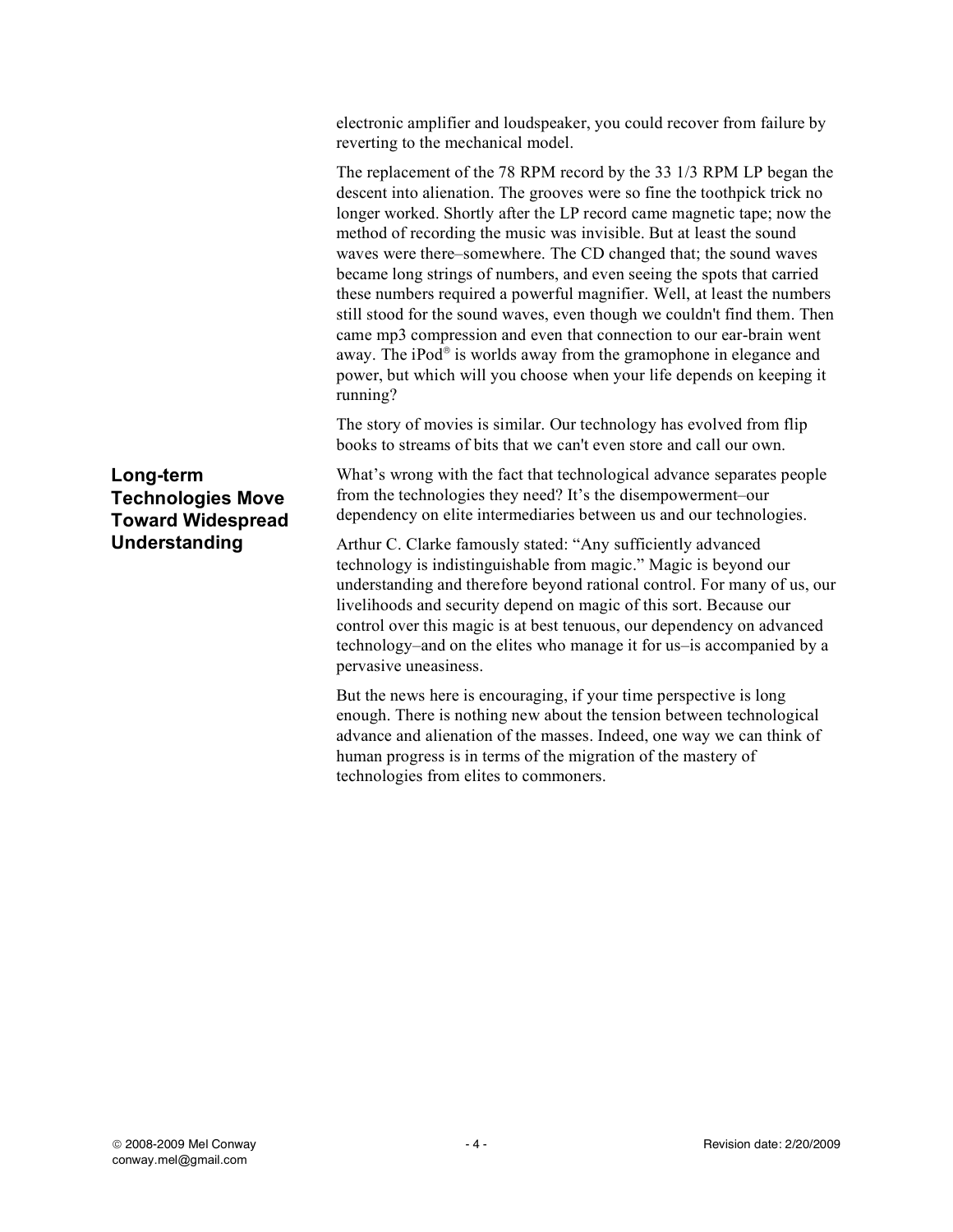electronic amplifier and loudspeaker, you could recover from failure by reverting to the mechanical model.

The replacement of the 78 RPM record by the 33 1/3 RPM LP began the descent into alienation. The grooves were so fine the toothpick trick no longer worked. Shortly after the LP record came magnetic tape; now the method of recording the music was invisible. But at least the sound waves were there–somewhere. The CD changed that; the sound waves became long strings of numbers, and even seeing the spots that carried these numbers required a powerful magnifier. Well, at least the numbers still stood for the sound waves, even though we couldn't find them. Then came mp3 compression and even that connection to our ear-brain went away. The iPod® is worlds away from the gramophone in elegance and power, but which will you choose when your life depends on keeping it running?

The story of movies is similar. Our technology has evolved from flip books to streams of bits that we can't even store and call our own.

## Long-term Technologies Move Toward Widespread Understanding

What's wrong with the fact that technological advance separates people from the technologies they need? It's the disempowerment–our dependency on elite intermediaries between us and our technologies.

Arthur C. Clarke famously stated: "Any sufficiently advanced technology is indistinguishable from magic." Magic is beyond our understanding and therefore beyond rational control. For many of us, our livelihoods and security depend on magic of this sort. Because our control over this magic is at best tenuous, our dependency on advanced technology–and on the elites who manage it for us–is accompanied by a pervasive uneasiness.

But the news here is encouraging, if your time perspective is long enough. There is nothing new about the tension between technological advance and alienation of the masses. Indeed, one way we can think of human progress is in terms of the migration of the mastery of technologies from elites to commoners.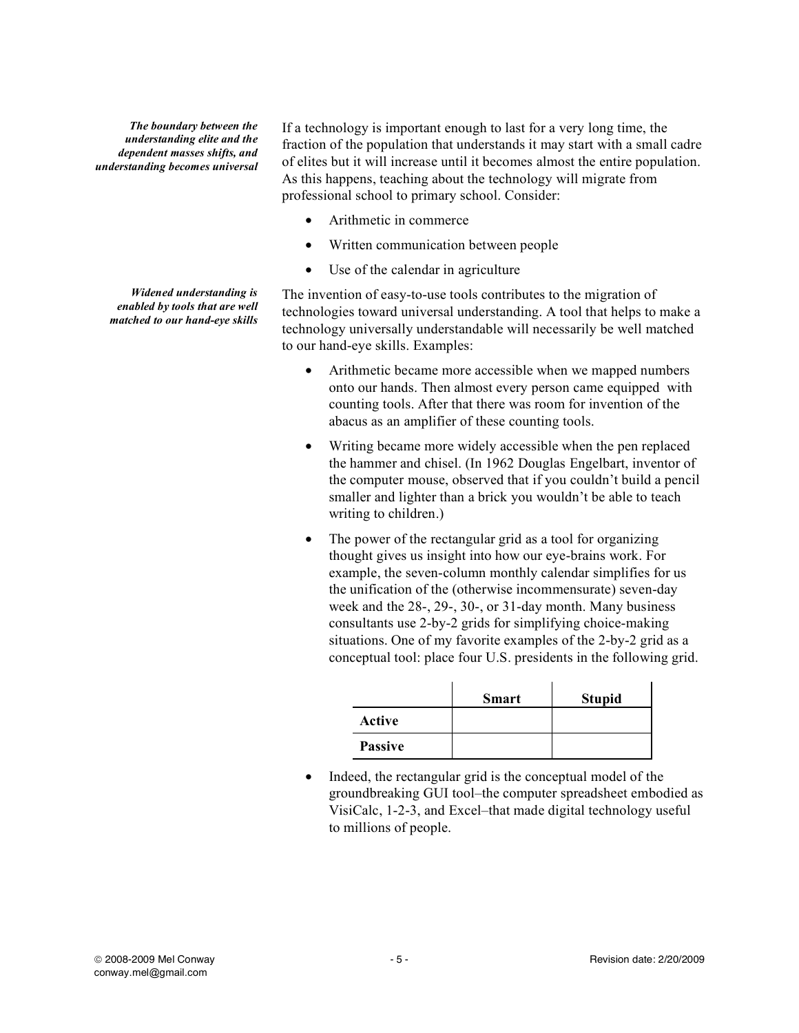***The boundary between the understanding elite and the dependent masses shifts, and understanding becomes universal***

If a technology is important enough to last for a very long time, the fraction of the population that understands it may start with a small cadre of elites but it will increase until it becomes almost the entire population. As this happens, teaching about the technology will migrate from professional school to primary school. Consider:

- Arithmetic in commerce
- Written communication between people
- Use of the calendar in agriculture

***Widened understanding is enabled by tools that are well matched to our hand-eye skills***

The invention of easy-to-use tools contributes to the migration of technologies toward universal understanding. A tool that helps to make a technology universally understandable will necessarily be well matched to our hand-eye skills. Examples:

- Arithmetic became more accessible when we mapped numbers onto our hands. Then almost every person came equipped with counting tools. After that there was room for invention of the abacus as an amplifier of these counting tools.
- Writing became more widely accessible when the pen replaced the hammer and chisel. (In 1962 Douglas Engelbart, inventor of the computer mouse, observed that if you couldn't build a pencil smaller and lighter than a brick you wouldn't be able to teach writing to children.)
- The power of the rectangular grid as a tool for organizing thought gives us insight into how our eye-brains work. For example, the seven-column monthly calendar simplifies for us the unification of the (otherwise incommensurate) seven-day week and the 28-, 29-, 30-, or 31-day month. Many business consultants use 2-by-2 grids for simplifying choice-making situations. One of my favorite examples of the 2-by-2 grid as a conceptual tool: place four U.S. presidents in the following grid.

| | **Smart** | **Stupid** |
|---|---|---|
| **Active** | | |
| **Passive** | | |

- Indeed, the rectangular grid is the conceptual model of the groundbreaking GUI tool–the computer spreadsheet embodied as VisiCalc, 1-2-3, and Excel–that made digital technology useful to millions of people.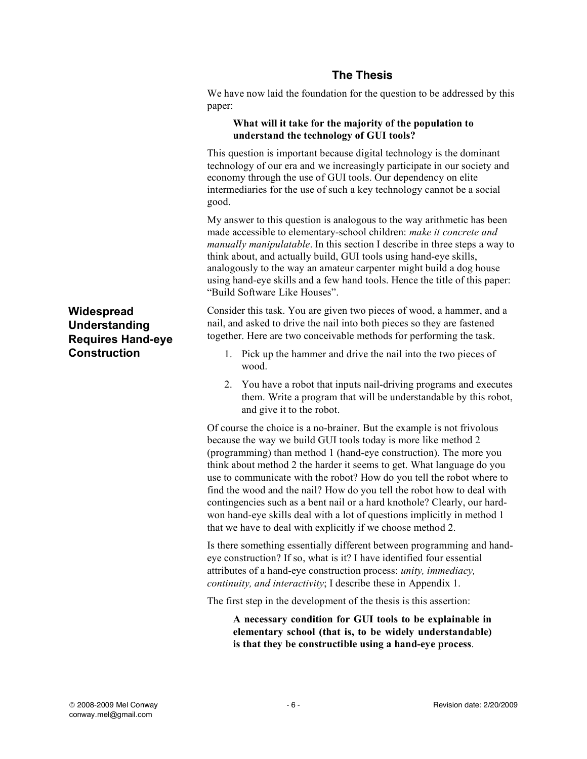## The Thesis

We have now laid the foundation for the question to be addressed by this paper:

> **What will it take for the majority of the population to understand the technology of GUI tools?**

This question is important because digital technology is the dominant technology of our era and we increasingly participate in our society and economy through the use of GUI tools. Our dependency on elite intermediaries for the use of such a key technology cannot be a social good.

My answer to this question is analogous to the way arithmetic has been made accessible to elementary-school children: *make it concrete and manually manipulatable*. In this section I describe in three steps a way to think about, and actually build, GUI tools using hand-eye skills, analogously to the way an amateur carpenter might build a dog house using hand-eye skills and a few hand tools. Hence the title of this paper: "Build Software Like Houses".

### Widespread Understanding Requires Hand-eye Construction

Consider this task. You are given two pieces of wood, a hammer, and a nail, and asked to drive the nail into both pieces so they are fastened together. Here are two conceivable methods for performing the task.

1. Pick up the hammer and drive the nail into the two pieces of wood.
2. You have a robot that inputs nail-driving programs and executes them. Write a program that will be understandable by this robot, and give it to the robot.

Of course the choice is a no-brainer. But the example is not frivolous because the way we build GUI tools today is more like method 2 (programming) than method 1 (hand-eye construction). The more you think about method 2 the harder it seems to get. What language do you use to communicate with the robot? How do you tell the robot where to find the wood and the nail? How do you tell the robot how to deal with contingencies such as a bent nail or a hard knothole? Clearly, our hard-won hand-eye skills deal with a lot of questions implicitly in method 1 that we have to deal with explicitly if we choose method 2.

Is there something essentially different between programming and hand-eye construction? If so, what is it? I have identified four essential attributes of a hand-eye construction process: *unity, immediacy, continuity, and interactivity*; I describe these in Appendix 1.

The first step in the development of the thesis is this assertion:

> **A necessary condition for GUI tools to be explainable in elementary school (that is, to be widely understandable) is that they be constructible using a hand-eye process**.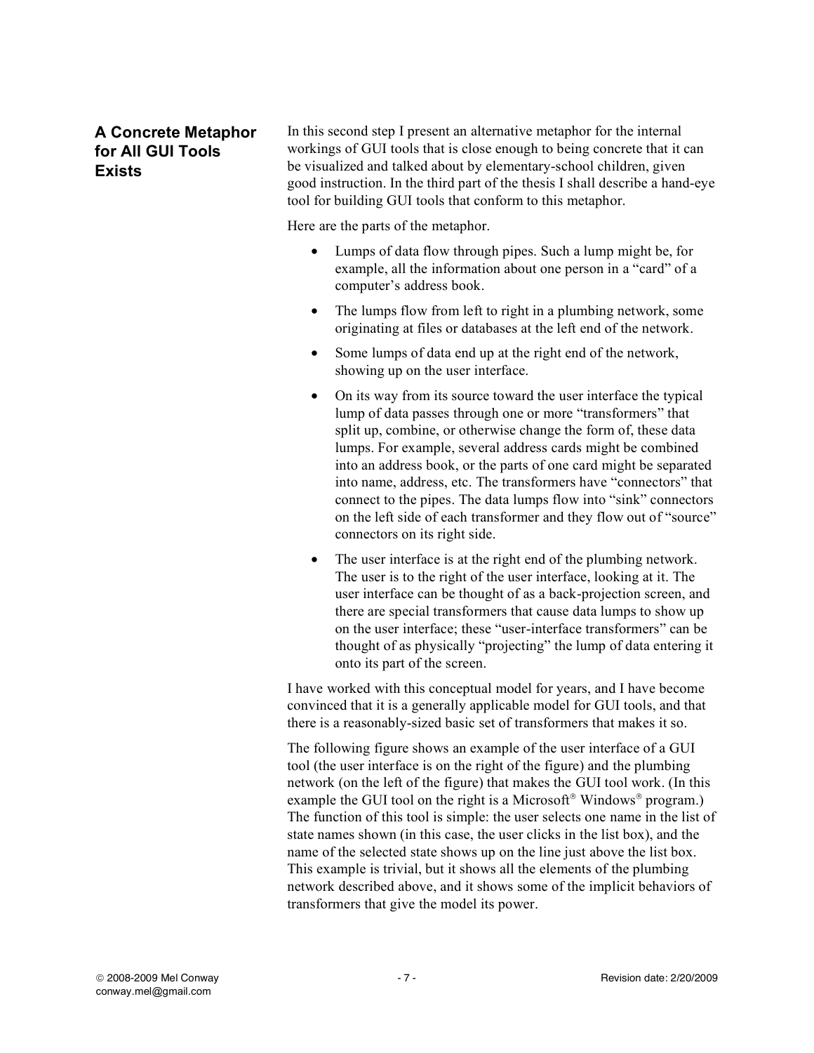## A Concrete Metaphor for All GUI Tools Exists

In this second step I present an alternative metaphor for the internal workings of GUI tools that is close enough to being concrete that it can be visualized and talked about by elementary-school children, given good instruction. In the third part of the thesis I shall describe a hand-eye tool for building GUI tools that conform to this metaphor.

Here are the parts of the metaphor.

- Lumps of data flow through pipes. Such a lump might be, for example, all the information about one person in a "card" of a computer's address book.
- The lumps flow from left to right in a plumbing network, some originating at files or databases at the left end of the network.
- Some lumps of data end up at the right end of the network, showing up on the user interface.
- On its way from its source toward the user interface the typical lump of data passes through one or more "transformers" that split up, combine, or otherwise change the form of, these data lumps. For example, several address cards might be combined into an address book, or the parts of one card might be separated into name, address, etc. The transformers have "connectors" that connect to the pipes. The data lumps flow into "sink" connectors on the left side of each transformer and they flow out of "source" connectors on its right side.
- The user interface is at the right end of the plumbing network. The user is to the right of the user interface, looking at it. The user interface can be thought of as a back-projection screen, and there are special transformers that cause data lumps to show up on the user interface; these "user-interface transformers" can be thought of as physically "projecting" the lump of data entering it onto its part of the screen.

I have worked with this conceptual model for years, and I have become convinced that it is a generally applicable model for GUI tools, and that there is a reasonably-sized basic set of transformers that makes it so.

The following figure shows an example of the user interface of a GUI tool (the user interface is on the right of the figure) and the plumbing network (on the left of the figure) that makes the GUI tool work. (In this example the GUI tool on the right is a Microsoft® Windows® program.) The function of this tool is simple: the user selects one name in the list of state names shown (in this case, the user clicks in the list box), and the name of the selected state shows up on the line just above the list box. This example is trivial, but it shows all the elements of the plumbing network described above, and it shows some of the implicit behaviors of transformers that give the model its power.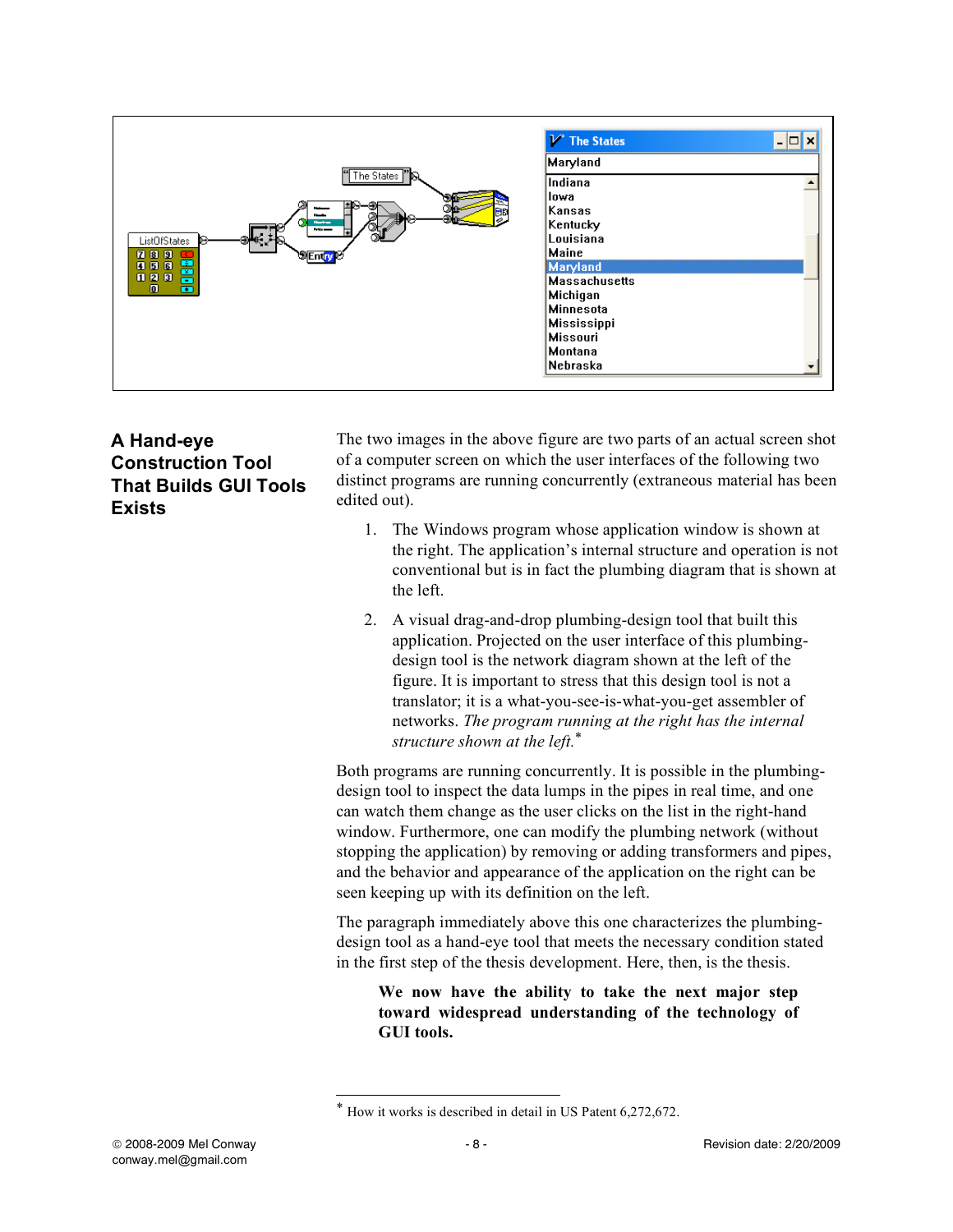## A Hand-eye Construction Tool That Builds GUI Tools Exists

The two images in the above figure are two parts of an actual screen shot of a computer screen on which the user interfaces of the following two distinct programs are running concurrently (extraneous material has been edited out).

1. The Windows program whose application window is shown at the right. The application's internal structure and operation is not conventional but is in fact the plumbing diagram that is shown at the left.

2. A visual drag-and-drop plumbing-design tool that built this application. Projected on the user interface of this plumbing-design tool is the network diagram shown at the left of the figure. It is important to stress that this design tool is not a translator; it is a what-you-see-is-what-you-get assembler of networks. *The program running at the right has the internal structure shown at the left.*[*]

Both programs are running concurrently. It is possible in the plumbing-design tool to inspect the data lumps in the pipes in real time, and one can watch them change as the user clicks on the list in the right-hand window. Furthermore, one can modify the plumbing network (without stopping the application) by removing or adding transformers and pipes, and the behavior and appearance of the application on the right can be seen keeping up with its definition on the left.

The paragraph immediately above this one characterizes the plumbing-design tool as a hand-eye tool that meets the necessary condition stated in the first step of the thesis development. Here, then, is the thesis.

> **We now have the ability to take the next major step toward widespread understanding of the technology of GUI tools.**

---

[*] How it works is described in detail in US Patent 6,272,672.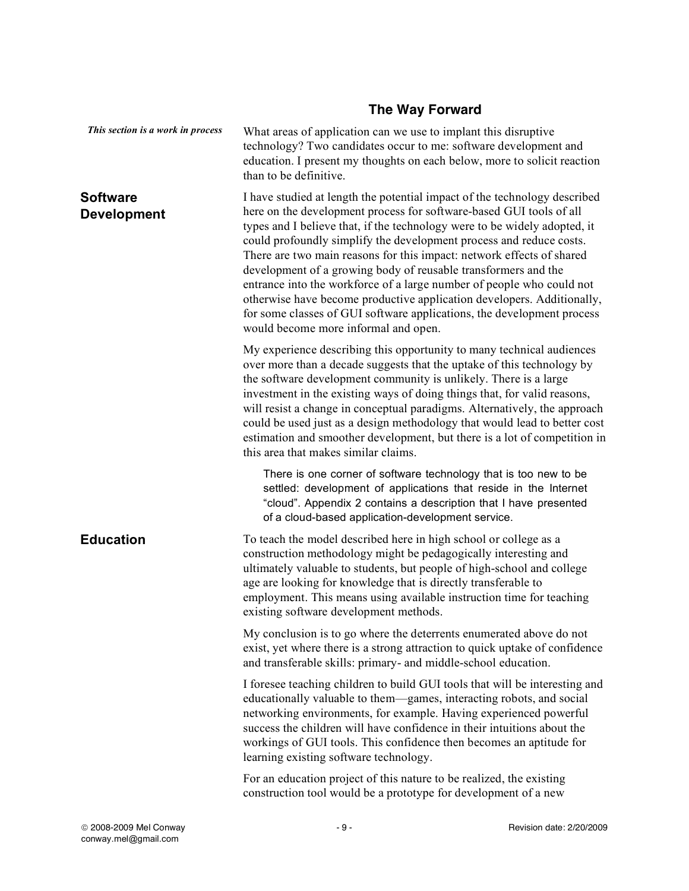## The Way Forward

*This section is a work in process*

What areas of application can we use to implant this disruptive technology? Two candidates occur to me: software development and education. I present my thoughts on each below, more to solicit reaction than to be definitive.

### Software Development

I have studied at length the potential impact of the technology described here on the development process for software-based GUI tools of all types and I believe that, if the technology were to be widely adopted, it could profoundly simplify the development process and reduce costs. There are two main reasons for this impact: network effects of shared development of a growing body of reusable transformers and the entrance into the workforce of a large number of people who could not otherwise have become productive application developers. Additionally, for some classes of GUI software applications, the development process would become more informal and open.

My experience describing this opportunity to many technical audiences over more than a decade suggests that the uptake of this technology by the software development community is unlikely. There is a large investment in the existing ways of doing things that, for valid reasons, will resist a change in conceptual paradigms. Alternatively, the approach could be used just as a design methodology that would lead to better cost estimation and smoother development, but there is a lot of competition in this area that makes similar claims.

> There is one corner of software technology that is too new to be settled: development of applications that reside in the Internet "cloud". Appendix 2 contains a description that I have presented of a cloud-based application-development service.

### Education

To teach the model described here in high school or college as a construction methodology might be pedagogically interesting and ultimately valuable to students, but people of high-school and college age are looking for knowledge that is directly transferable to employment. This means using available instruction time for teaching existing software development methods.

My conclusion is to go where the deterrents enumerated above do not exist, yet where there is a strong attraction to quick uptake of confidence and transferable skills: primary- and middle-school education.

I foresee teaching children to build GUI tools that will be interesting and educationally valuable to them—games, interacting robots, and social networking environments, for example. Having experienced powerful success the children will have confidence in their intuitions about the workings of GUI tools. This confidence then becomes an aptitude for learning existing software technology.

For an education project of this nature to be realized, the existing construction tool would be a prototype for development of a new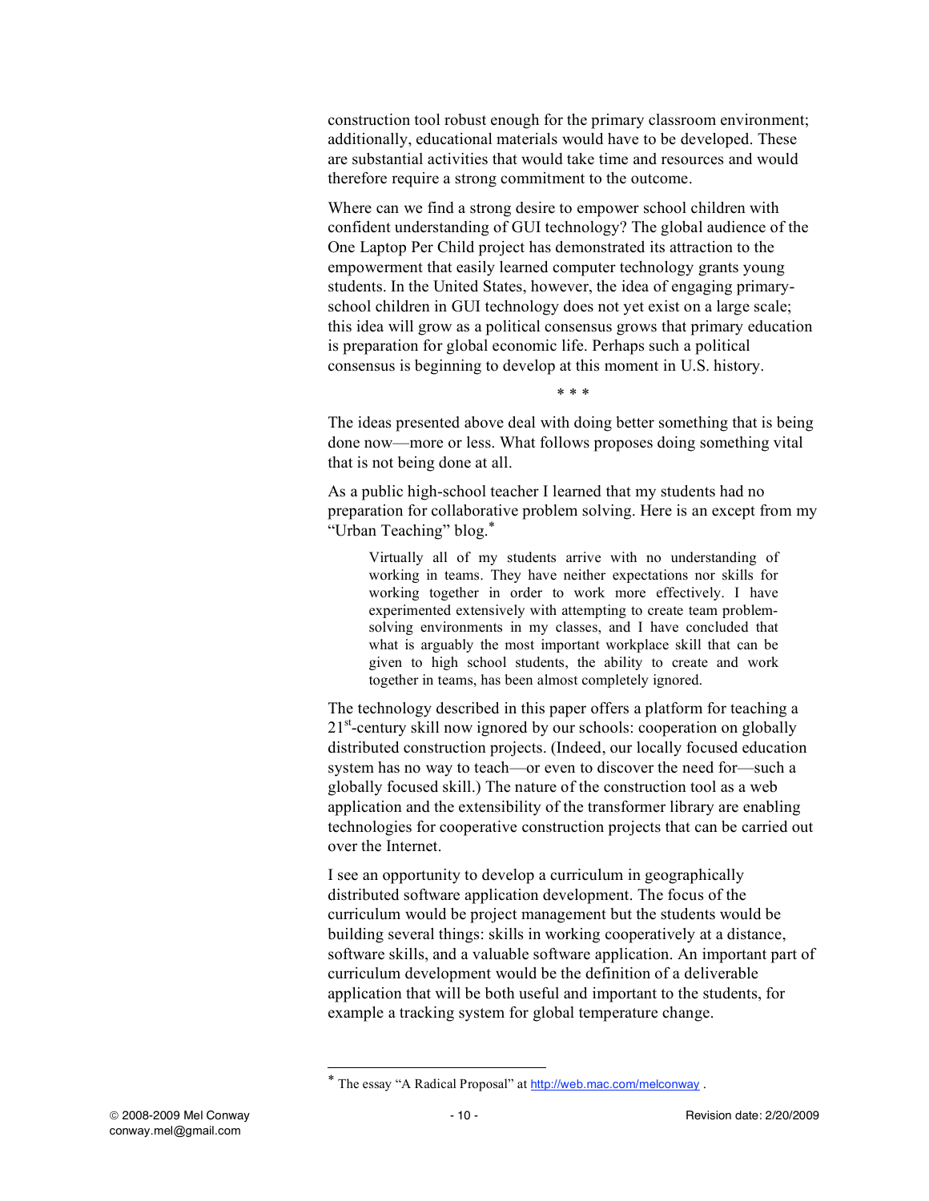construction tool robust enough for the primary classroom environment; additionally, educational materials would have to be developed. These are substantial activities that would take time and resources and would therefore require a strong commitment to the outcome.

Where can we find a strong desire to empower school children with confident understanding of GUI technology? The global audience of the One Laptop Per Child project has demonstrated its attraction to the empowerment that easily learned computer technology grants young students. In the United States, however, the idea of engaging primary-school children in GUI technology does not yet exist on a large scale; this idea will grow as a political consensus grows that primary education is preparation for global economic life. Perhaps such a political consensus is beginning to develop at this moment in U.S. history.

\* \* \*

The ideas presented above deal with doing better something that is being done now—more or less. What follows proposes doing something vital that is not being done at all.

As a public high-school teacher I learned that my students had no preparation for collaborative problem solving. Here is an except from my "Urban Teaching" blog.*

> Virtually all of my students arrive with no understanding of working in teams. They have neither expectations nor skills for working together in order to work more effectively. I have experimented extensively with attempting to create team problem-solving environments in my classes, and I have concluded that what is arguably the most important workplace skill that can be given to high school students, the ability to create and work together in teams, has been almost completely ignored.

The technology described in this paper offers a platform for teaching a 21st-century skill now ignored by our schools: cooperation on globally distributed construction projects. (Indeed, our locally focused education system has no way to teach—or even to discover the need for—such a globally focused skill.) The nature of the construction tool as a web application and the extensibility of the transformer library are enabling technologies for cooperative construction projects that can be carried out over the Internet.

I see an opportunity to develop a curriculum in geographically distributed software application development. The focus of the curriculum would be project management but the students would be building several things: skills in working cooperatively at a distance, software skills, and a valuable software application. An important part of curriculum development would be the definition of a deliverable application that will be both useful and important to the students, for example a tracking system for global temperature change.

---

* The essay "A Radical Proposal" at http://web.mac.com/melconway .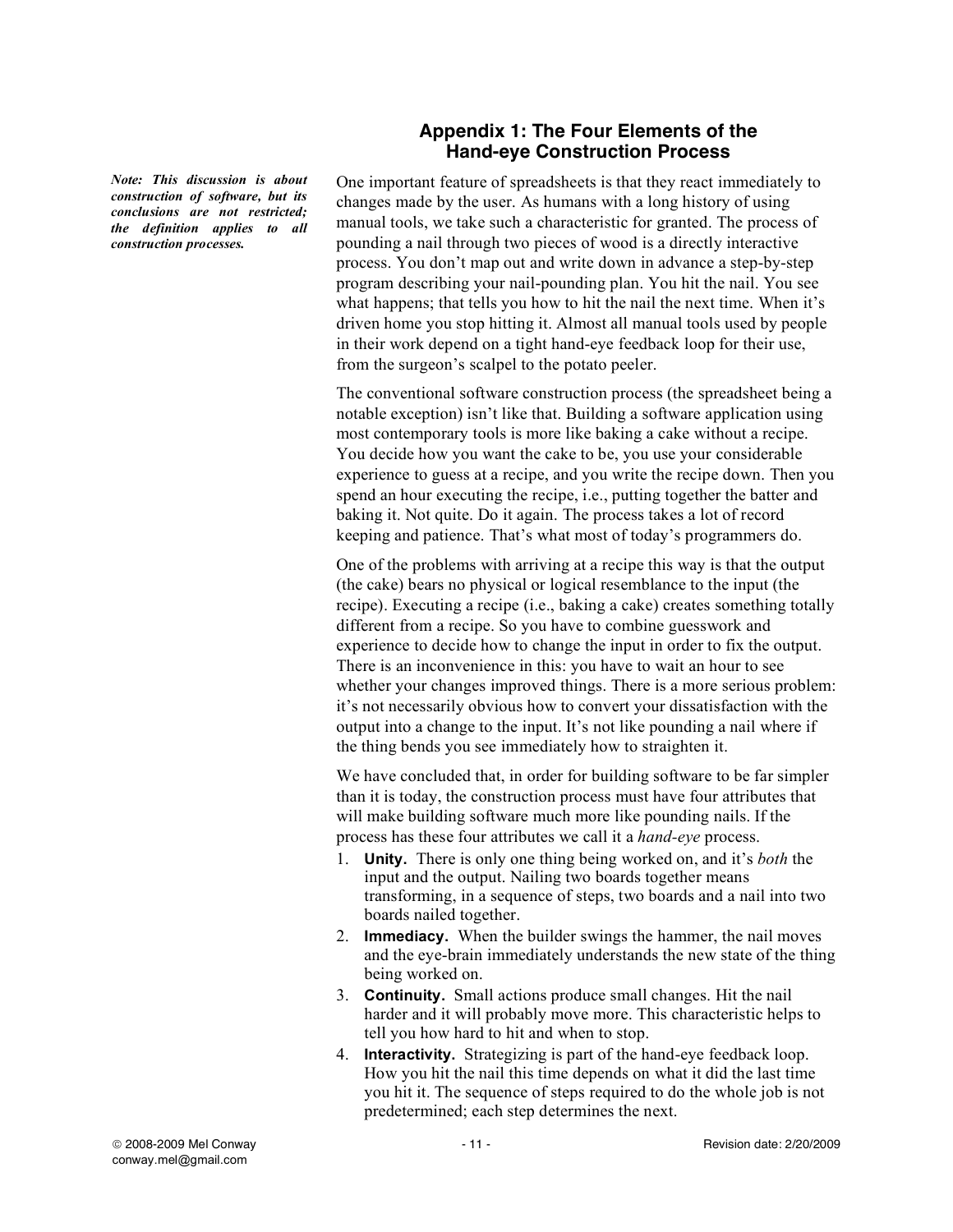## Appendix 1: The Four Elements of the Hand-eye Construction Process

***Note: This discussion is about construction of software, but its conclusions are not restricted; the definition applies to all construction processes.***

One important feature of spreadsheets is that they react immediately to changes made by the user. As humans with a long history of using manual tools, we take such a characteristic for granted. The process of pounding a nail through two pieces of wood is a directly interactive process. You don't map out and write down in advance a step-by-step program describing your nail-pounding plan. You hit the nail. You see what happens; that tells you how to hit the nail the next time. When it's driven home you stop hitting it. Almost all manual tools used by people in their work depend on a tight hand-eye feedback loop for their use, from the surgeon's scalpel to the potato peeler.

The conventional software construction process (the spreadsheet being a notable exception) isn't like that. Building a software application using most contemporary tools is more like baking a cake without a recipe. You decide how you want the cake to be, you use your considerable experience to guess at a recipe, and you write the recipe down. Then you spend an hour executing the recipe, i.e., putting together the batter and baking it. Not quite. Do it again. The process takes a lot of record keeping and patience. That's what most of today's programmers do.

One of the problems with arriving at a recipe this way is that the output (the cake) bears no physical or logical resemblance to the input (the recipe). Executing a recipe (i.e., baking a cake) creates something totally different from a recipe. So you have to combine guesswork and experience to decide how to change the input in order to fix the output. There is an inconvenience in this: you have to wait an hour to see whether your changes improved things. There is a more serious problem: it's not necessarily obvious how to convert your dissatisfaction with the output into a change to the input. It's not like pounding a nail where if the thing bends you see immediately how to straighten it.

We have concluded that, in order for building software to be far simpler than it is today, the construction process must have four attributes that will make building software much more like pounding nails. If the process has these four attributes we call it a *hand-eye* process.

1. **Unity.** There is only one thing being worked on, and it's *both* the input and the output. Nailing two boards together means transforming, in a sequence of steps, two boards and a nail into two boards nailed together.
2. **Immediacy.** When the builder swings the hammer, the nail moves and the eye-brain immediately understands the new state of the thing being worked on.
3. **Continuity.** Small actions produce small changes. Hit the nail harder and it will probably move more. This characteristic helps to tell you how hard to hit and when to stop.
4. **Interactivity.** Strategizing is part of the hand-eye feedback loop. How you hit the nail this time depends on what it did the last time you hit it. The sequence of steps required to do the whole job is not predetermined; each step determines the next.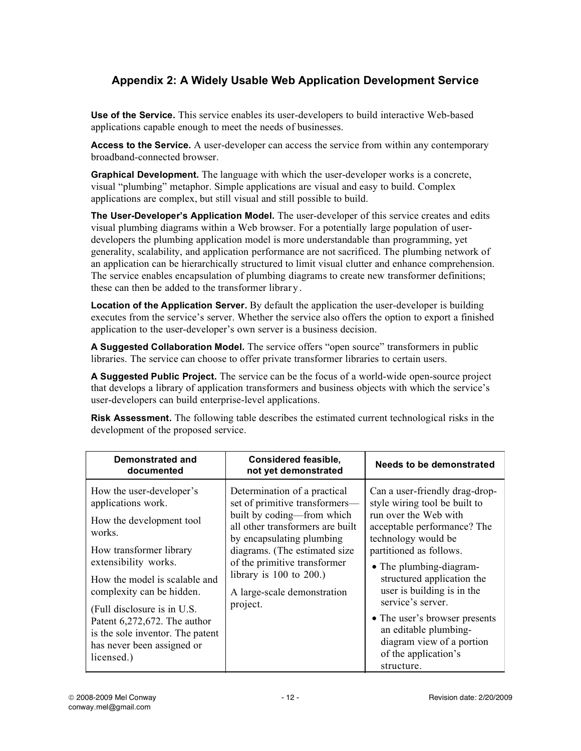## Appendix 2: A Widely Usable Web Application Development Service

**Use of the Service.** This service enables its user-developers to build interactive Web-based applications capable enough to meet the needs of businesses.

**Access to the Service.** A user-developer can access the service from within any contemporary broadband-connected browser.

**Graphical Development.** The language with which the user-developer works is a concrete, visual "plumbing" metaphor. Simple applications are visual and easy to build. Complex applications are complex, but still visual and still possible to build.

**The User-Developer's Application Model.** The user-developer of this service creates and edits visual plumbing diagrams within a Web browser. For a potentially large population of user-developers the plumbing application model is more understandable than programming, yet generality, scalability, and application performance are not sacrificed. The plumbing network of an application can be hierarchically structured to limit visual clutter and enhance comprehension. The service enables encapsulation of plumbing diagrams to create new transformer definitions; these can then be added to the transformer library.

**Location of the Application Server.** By default the application the user-developer is building executes from the service's server. Whether the service also offers the option to export a finished application to the user-developer's own server is a business decision.

**A Suggested Collaboration Model.** The service offers "open source" transformers in public libraries. The service can choose to offer private transformer libraries to certain users.

**A Suggested Public Project.** The service can be the focus of a world-wide open-source project that develops a library of application transformers and business objects with which the service's user-developers can build enterprise-level applications.

**Risk Assessment.** The following table describes the estimated current technological risks in the development of the proposed service.

| Demonstrated and documented | Considered feasible, not yet demonstrated | Needs to be demonstrated |
|---|---|---|
| How the user-developer's applications work.<br><br>How the development tool works.<br><br>How transformer library extensibility works.<br><br>How the model is scalable and complexity can be hidden.<br><br>(Full disclosure is in U.S. Patent 6,272,672. The author is the sole inventor. The patent has never been assigned or licensed.) | Determination of a practical set of primitive transformers—built by coding—from which all other transformers are built by encapsulating plumbing diagrams. (The estimated size of the primitive transformer library is 100 to 200.)<br><br>A large-scale demonstration project. | Can a user-friendly drag-drop-style wiring tool be built to run over the Web with acceptable performance? The technology would be partitioned as follows.<br><br>• The plumbing-diagram-structured application the user is building is in the service's server.<br><br>• The user's browser presents an editable plumbing-diagram view of a portion of the application's structure. |